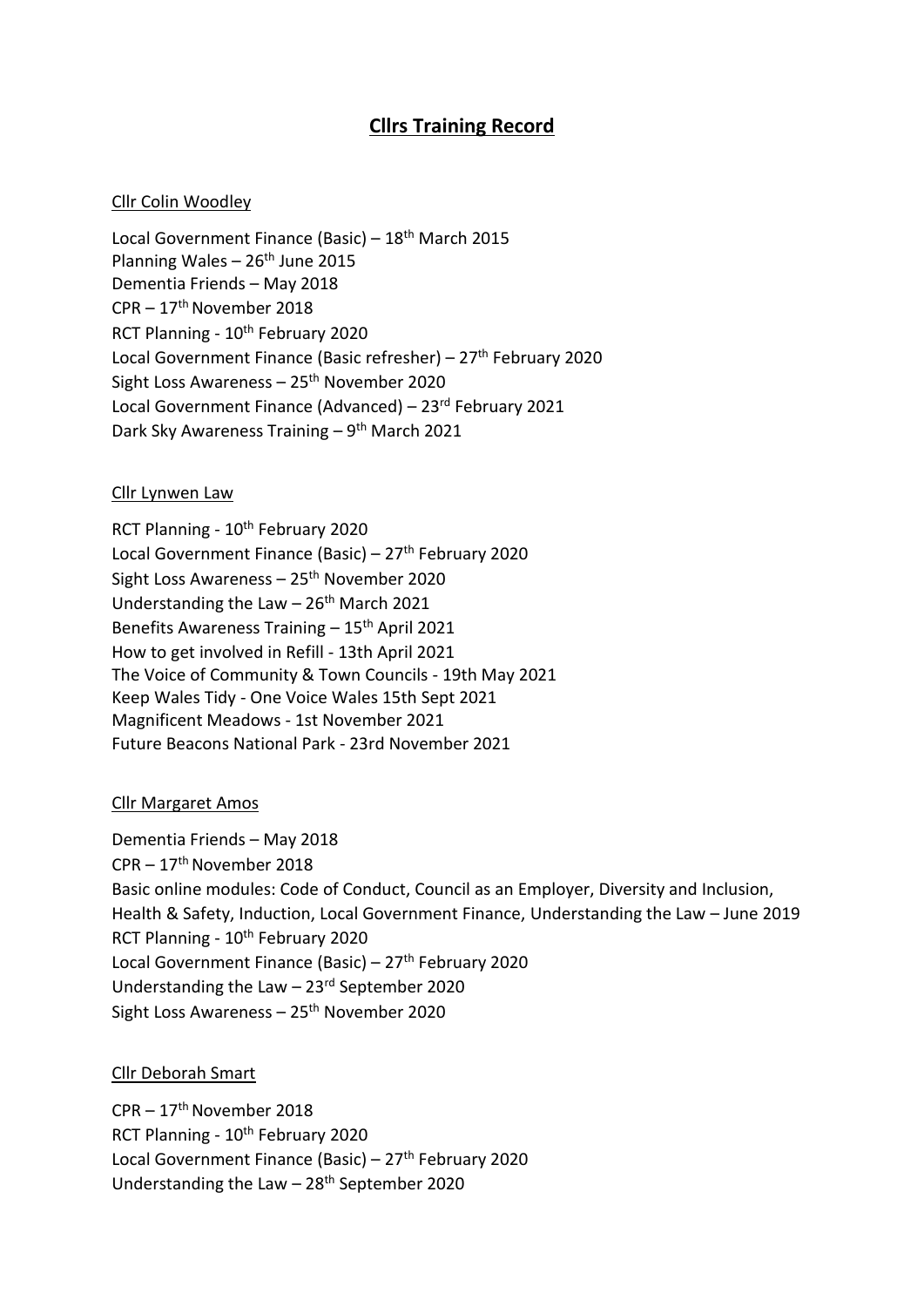# Cllrs Training Record

Cllr Colin Woodley

Local Government Finance (Basic) – 18th March 2015
Planning Wales – 26th June 2015
Dementia Friends – May 2018
CPR – 17th November 2018
RCT Planning - 10th February 2020
Local Government Finance (Basic refresher) – 27th February 2020
Sight Loss Awareness – 25th November 2020
Local Government Finance (Advanced) – 23rd February 2021
Dark Sky Awareness Training – 9th March 2021

Cllr Lynwen Law

RCT Planning - 10th February 2020
Local Government Finance (Basic) – 27th February 2020
Sight Loss Awareness – 25th November 2020
Understanding the Law – 26th March 2021
Benefits Awareness Training – 15th April 2021
How to get involved in Refill - 13th April 2021
The Voice of Community & Town Councils - 19th May 2021
Keep Wales Tidy - One Voice Wales 15th Sept 2021
Magnificent Meadows - 1st November 2021
Future Beacons National Park - 23rd November 2021

Cllr Margaret Amos

Dementia Friends – May 2018
CPR – 17th November 2018
Basic online modules: Code of Conduct, Council as an Employer, Diversity and Inclusion, Health & Safety, Induction, Local Government Finance, Understanding the Law – June 2019
RCT Planning - 10th February 2020
Local Government Finance (Basic) – 27th February 2020
Understanding the Law – 23rd September 2020
Sight Loss Awareness – 25th November 2020

Cllr Deborah Smart

CPR – 17th November 2018
RCT Planning - 10th February 2020
Local Government Finance (Basic) – 27th February 2020
Understanding the Law – 28th September 2020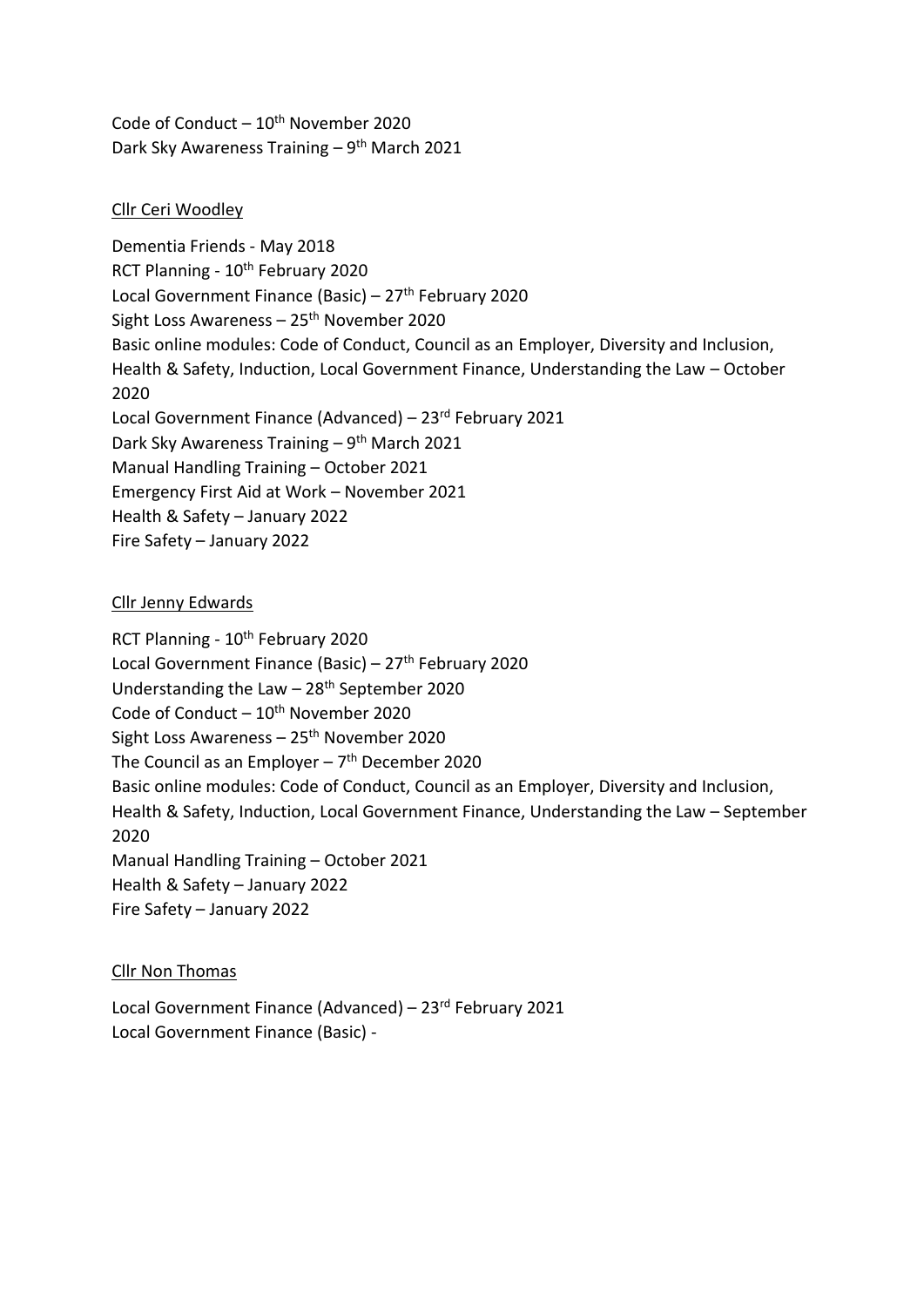Code of Conduct – 10th November 2020
Dark Sky Awareness Training – 9th March 2021

<u>Cllr Ceri Woodley</u>

Dementia Friends - May 2018
RCT Planning - 10th February 2020
Local Government Finance (Basic) – 27th February 2020
Sight Loss Awareness – 25th November 2020
Basic online modules: Code of Conduct, Council as an Employer, Diversity and Inclusion, Health & Safety, Induction, Local Government Finance, Understanding the Law – October 2020
Local Government Finance (Advanced) – 23rd February 2021
Dark Sky Awareness Training – 9th March 2021
Manual Handling Training – October 2021
Emergency First Aid at Work – November 2021
Health & Safety – January 2022
Fire Safety – January 2022

<u>Cllr Jenny Edwards</u>

RCT Planning - 10th February 2020
Local Government Finance (Basic) – 27th February 2020
Understanding the Law – 28th September 2020
Code of Conduct – 10th November 2020
Sight Loss Awareness – 25th November 2020
The Council as an Employer – 7th December 2020
Basic online modules: Code of Conduct, Council as an Employer, Diversity and Inclusion, Health & Safety, Induction, Local Government Finance, Understanding the Law – September 2020
Manual Handling Training – October 2021
Health & Safety – January 2022
Fire Safety – January 2022

<u>Cllr Non Thomas</u>

Local Government Finance (Advanced) – 23rd February 2021
Local Government Finance (Basic) -